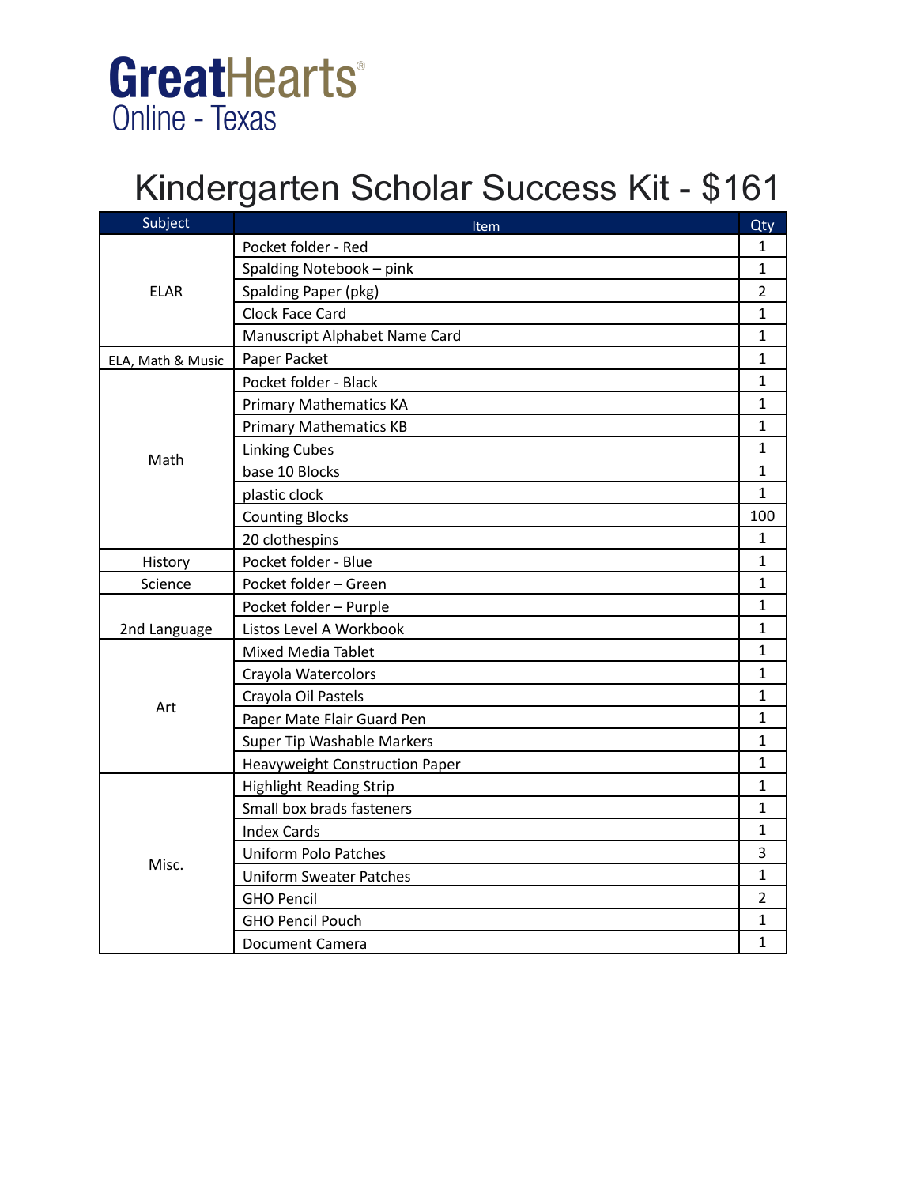GreatHearts
Online - Texas

# Kindergarten Scholar Success Kit - $161

| Subject | Item | Qty |
|---|---|---|
| ELAR | Pocket folder - Red | 1 |
| | Spalding Notebook – pink | 1 |
| | Spalding Paper (pkg) | 2 |
| | Clock Face Card | 1 |
| | Manuscript Alphabet Name Card | 1 |
| ELA, Math & Music | Paper Packet | 1 |
| Math | Pocket folder - Black | 1 |
| | Primary Mathematics KA | 1 |
| | Primary Mathematics KB | 1 |
| | Linking Cubes | 1 |
| | base 10 Blocks | 1 |
| | plastic clock | 1 |
| | Counting Blocks | 100 |
| | 20 clothespins | 1 |
| History | Pocket folder - Blue | 1 |
| Science | Pocket folder – Green | 1 |
| 2nd Language | Pocket folder – Purple | 1 |
| | Listos Level A Workbook | 1 |
| Art | Mixed Media Tablet | 1 |
| | Crayola Watercolors | 1 |
| | Crayola Oil Pastels | 1 |
| | Paper Mate Flair Guard Pen | 1 |
| | Super Tip Washable Markers | 1 |
| | Heavyweight Construction Paper | 1 |
| Misc. | Highlight Reading Strip | 1 |
| | Small box brads fasteners | 1 |
| | Index Cards | 1 |
| | Uniform Polo Patches | 3 |
| | Uniform Sweater Patches | 1 |
| | GHO Pencil | 2 |
| | GHO Pencil Pouch | 1 |
| | Document Camera | 1 |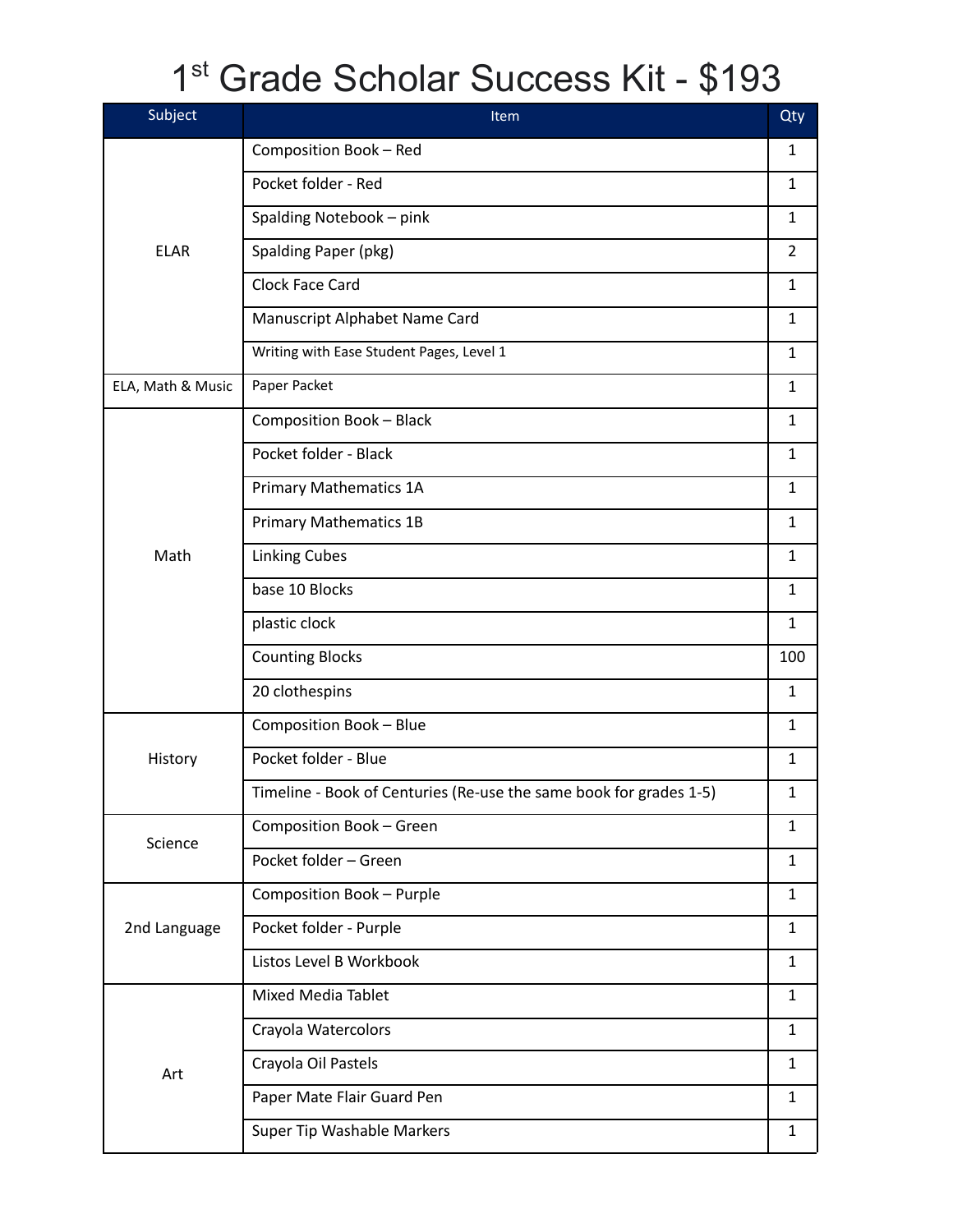# 1st Grade Scholar Success Kit - $193

| Subject | Item | Qty |
|---|---|---|
| ELAR | Composition Book – Red | 1 |
| | Pocket folder - Red | 1 |
| | Spalding Notebook – pink | 1 |
| | Spalding Paper (pkg) | 2 |
| | Clock Face Card | 1 |
| | Manuscript Alphabet Name Card | 1 |
| | Writing with Ease Student Pages, Level 1 | 1 |
| ELA, Math & Music | Paper Packet | 1 |
| Math | Composition Book – Black | 1 |
| | Pocket folder - Black | 1 |
| | Primary Mathematics 1A | 1 |
| | Primary Mathematics 1B | 1 |
| | Linking Cubes | 1 |
| | base 10 Blocks | 1 |
| | plastic clock | 1 |
| | Counting Blocks | 100 |
| | 20 clothespins | 1 |
| History | Composition Book – Blue | 1 |
| | Pocket folder - Blue | 1 |
| | Timeline - Book of Centuries (Re-use the same book for grades 1-5) | 1 |
| Science | Composition Book – Green | 1 |
| | Pocket folder – Green | 1 |
| 2nd Language | Composition Book – Purple | 1 |
| | Pocket folder - Purple | 1 |
| | Listos Level B Workbook | 1 |
| Art | Mixed Media Tablet | 1 |
| | Crayola Watercolors | 1 |
| | Crayola Oil Pastels | 1 |
| | Paper Mate Flair Guard Pen | 1 |
| | Super Tip Washable Markers | 1 |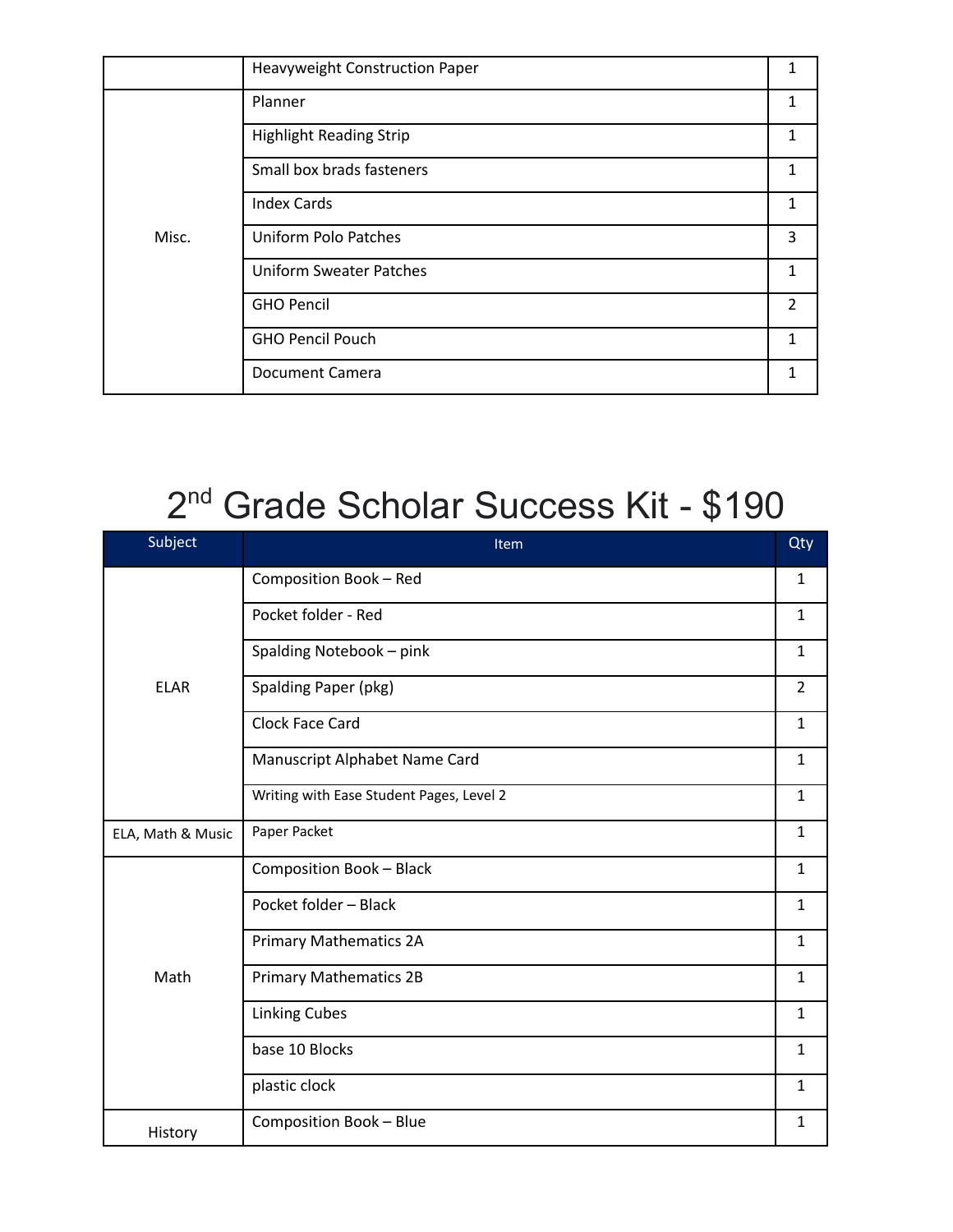| | | |
|---|---|---|
| | Heavyweight Construction Paper | 1 |
| Misc. | Planner | 1 |
| | Highlight Reading Strip | 1 |
| | Small box brads fasteners | 1 |
| | Index Cards | 1 |
| | Uniform Polo Patches | 3 |
| | Uniform Sweater Patches | 1 |
| | GHO Pencil | 2 |
| | GHO Pencil Pouch | 1 |
| | Document Camera | 1 |

# 2nd Grade Scholar Success Kit - $190

| Subject | Item | Qty |
|---|---|---|
| ELAR | Composition Book – Red | 1 |
| | Pocket folder - Red | 1 |
| | Spalding Notebook – pink | 1 |
| | Spalding Paper (pkg) | 2 |
| | Clock Face Card | 1 |
| | Manuscript Alphabet Name Card | 1 |
| | Writing with Ease Student Pages, Level 2 | 1 |
| ELA, Math & Music | Paper Packet | 1 |
| Math | Composition Book – Black | 1 |
| | Pocket folder – Black | 1 |
| | Primary Mathematics 2A | 1 |
| | Primary Mathematics 2B | 1 |
| | Linking Cubes | 1 |
| | base 10 Blocks | 1 |
| | plastic clock | 1 |
| History | Composition Book – Blue | 1 |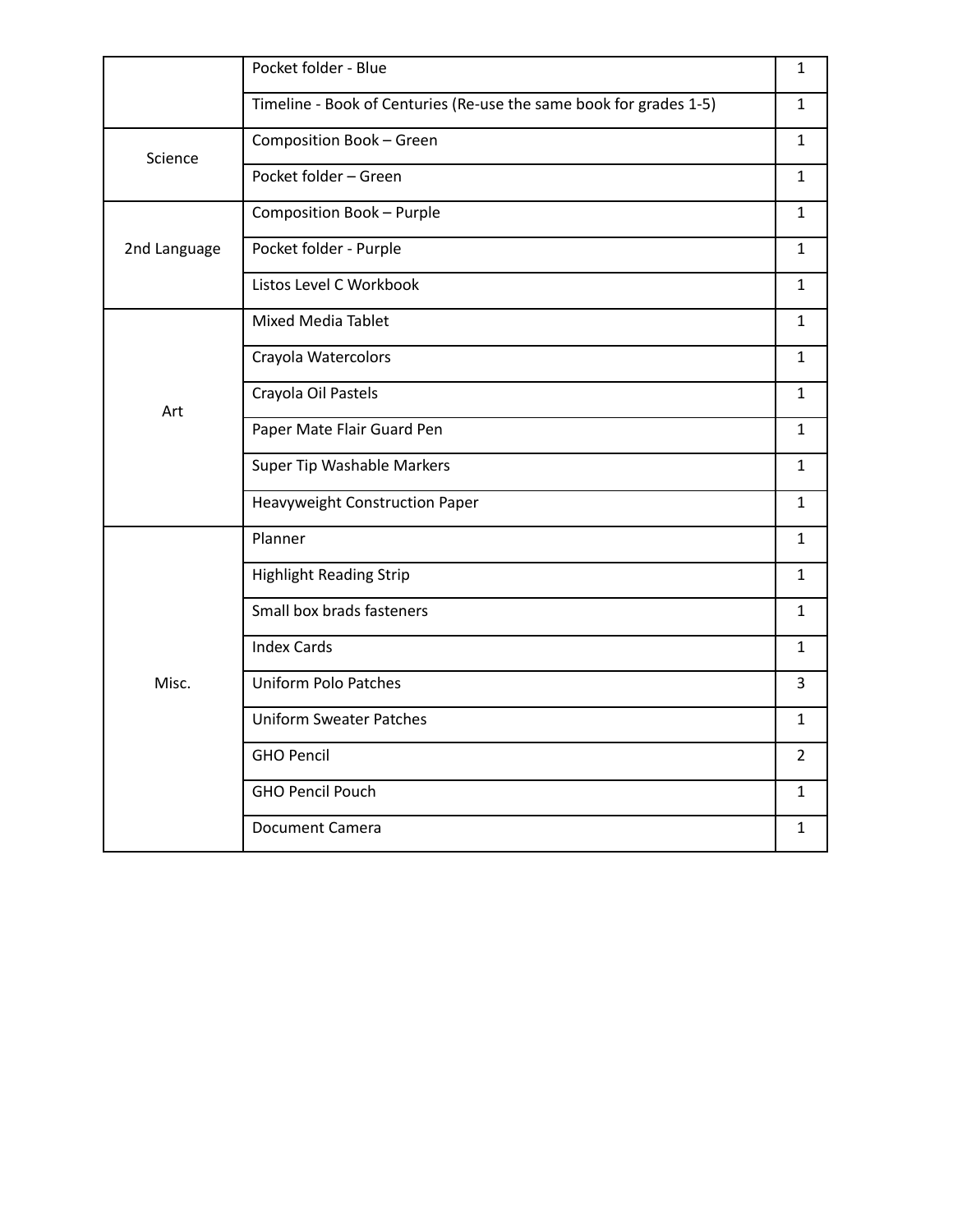| | | |
|---|---|---|
| | Pocket folder - Blue | 1 |
| | Timeline - Book of Centuries (Re-use the same book for grades 1-5) | 1 |
| Science | Composition Book – Green | 1 |
| | Pocket folder – Green | 1 |
| 2nd Language | Composition Book – Purple | 1 |
| | Pocket folder - Purple | 1 |
| | Listos Level C Workbook | 1 |
| Art | Mixed Media Tablet | 1 |
| | Crayola Watercolors | 1 |
| | Crayola Oil Pastels | 1 |
| | Paper Mate Flair Guard Pen | 1 |
| | Super Tip Washable Markers | 1 |
| | Heavyweight Construction Paper | 1 |
| Misc. | Planner | 1 |
| | Highlight Reading Strip | 1 |
| | Small box brads fasteners | 1 |
| | Index Cards | 1 |
| | Uniform Polo Patches | 3 |
| | Uniform Sweater Patches | 1 |
| | GHO Pencil | 2 |
| | GHO Pencil Pouch | 1 |
| | Document Camera | 1 |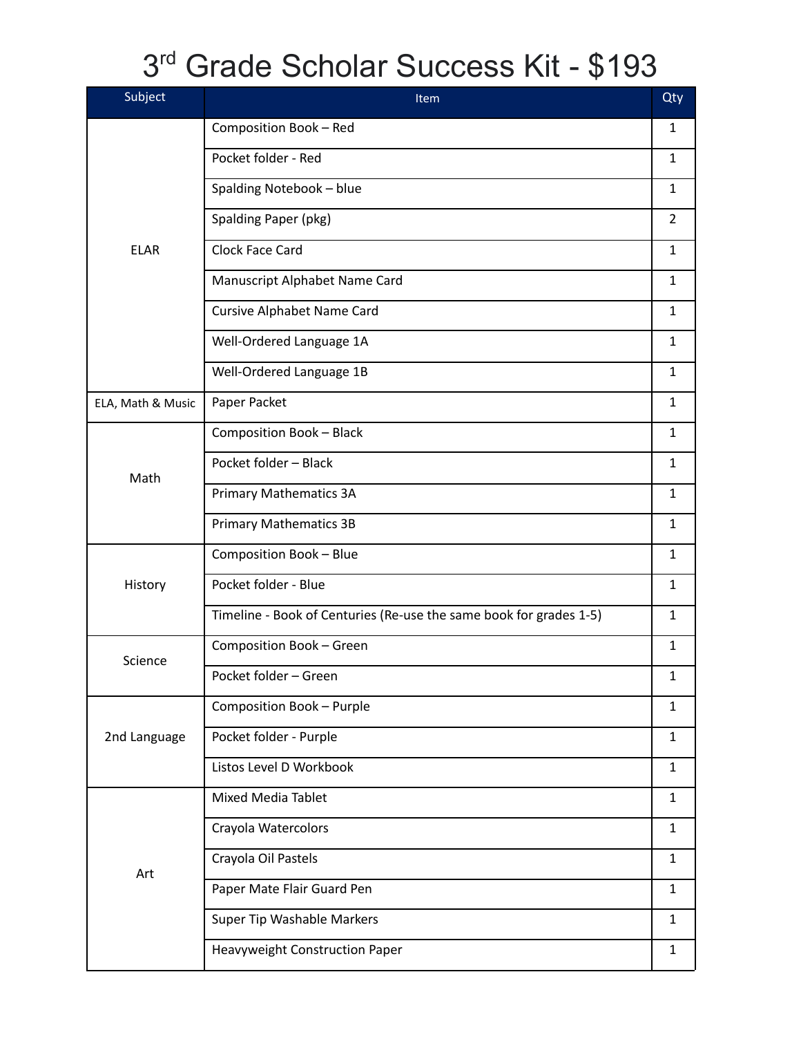# 3rd Grade Scholar Success Kit - $193

| Subject | Item | Qty |
|---|---|---|
| ELAR | Composition Book – Red | 1 |
| | Pocket folder - Red | 1 |
| | Spalding Notebook – blue | 1 |
| | Spalding Paper (pkg) | 2 |
| | Clock Face Card | 1 |
| | Manuscript Alphabet Name Card | 1 |
| | Cursive Alphabet Name Card | 1 |
| | Well-Ordered Language 1A | 1 |
| | Well-Ordered Language 1B | 1 |
| ELA, Math & Music | Paper Packet | 1 |
| Math | Composition Book – Black | 1 |
| | Pocket folder – Black | 1 |
| | Primary Mathematics 3A | 1 |
| | Primary Mathematics 3B | 1 |
| History | Composition Book – Blue | 1 |
| | Pocket folder - Blue | 1 |
| | Timeline - Book of Centuries (Re-use the same book for grades 1-5) | 1 |
| Science | Composition Book – Green | 1 |
| | Pocket folder – Green | 1 |
| 2nd Language | Composition Book – Purple | 1 |
| | Pocket folder - Purple | 1 |
| | Listos Level D Workbook | 1 |
| Art | Mixed Media Tablet | 1 |
| | Crayola Watercolors | 1 |
| | Crayola Oil Pastels | 1 |
| | Paper Mate Flair Guard Pen | 1 |
| | Super Tip Washable Markers | 1 |
| | Heavyweight Construction Paper | 1 |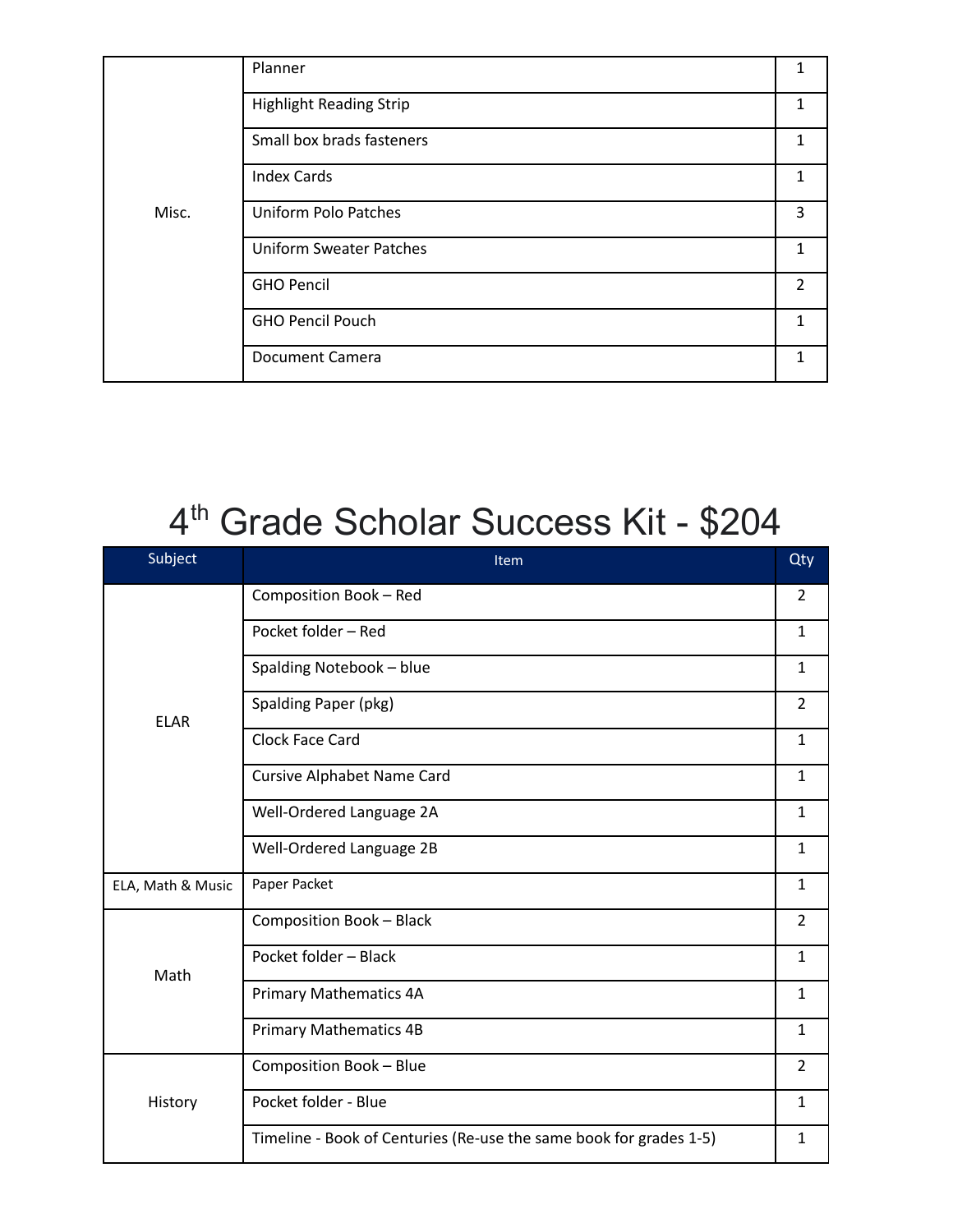| | | |
|---|---|---|
| Misc. | Planner | 1 |
| | Highlight Reading Strip | 1 |
| | Small box brads fasteners | 1 |
| | Index Cards | 1 |
| | Uniform Polo Patches | 3 |
| | Uniform Sweater Patches | 1 |
| | GHO Pencil | 2 |
| | GHO Pencil Pouch | 1 |
| | Document Camera | 1 |

# 4th Grade Scholar Success Kit - $204

| Subject | Item | Qty |
|---|---|---|
| ELAR | Composition Book – Red | 2 |
| | Pocket folder – Red | 1 |
| | Spalding Notebook – blue | 1 |
| | Spalding Paper (pkg) | 2 |
| | Clock Face Card | 1 |
| | Cursive Alphabet Name Card | 1 |
| | Well-Ordered Language 2A | 1 |
| | Well-Ordered Language 2B | 1 |
| ELA, Math & Music | Paper Packet | 1 |
| Math | Composition Book – Black | 2 |
| | Pocket folder – Black | 1 |
| | Primary Mathematics 4A | 1 |
| | Primary Mathematics 4B | 1 |
| History | Composition Book – Blue | 2 |
| | Pocket folder - Blue | 1 |
| | Timeline - Book of Centuries (Re-use the same book for grades 1-5) | 1 |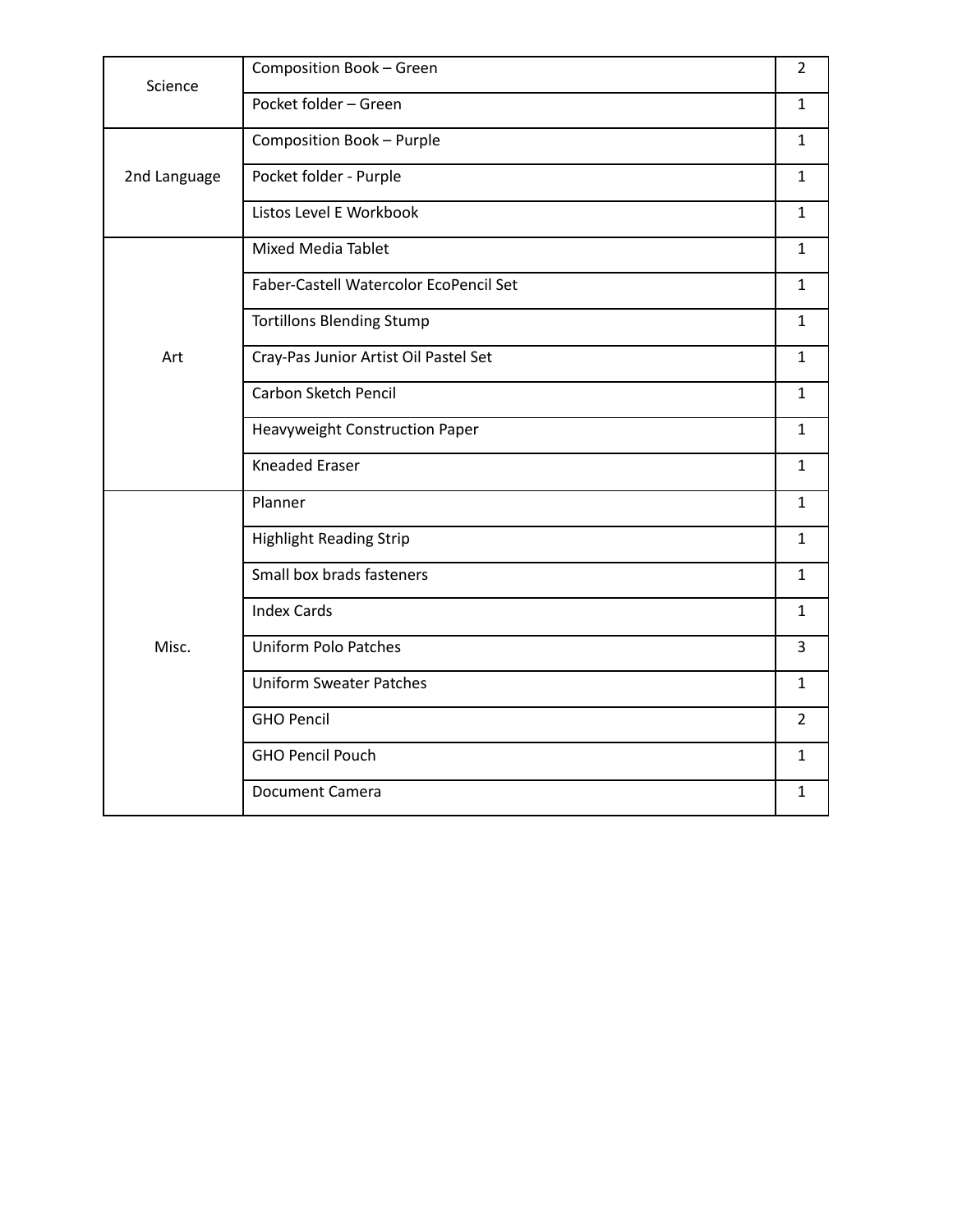| | | |
|---|---|---|
| Science | Composition Book – Green | 2 |
| | Pocket folder – Green | 1 |
| 2nd Language | Composition Book – Purple | 1 |
| | Pocket folder - Purple | 1 |
| | Listos Level E Workbook | 1 |
| Art | Mixed Media Tablet | 1 |
| | Faber-Castell Watercolor EcoPencil Set | 1 |
| | Tortillons Blending Stump | 1 |
| | Cray-Pas Junior Artist Oil Pastel Set | 1 |
| | Carbon Sketch Pencil | 1 |
| | Heavyweight Construction Paper | 1 |
| | Kneaded Eraser | 1 |
| Misc. | Planner | 1 |
| | Highlight Reading Strip | 1 |
| | Small box brads fasteners | 1 |
| | Index Cards | 1 |
| | Uniform Polo Patches | 3 |
| | Uniform Sweater Patches | 1 |
| | GHO Pencil | 2 |
| | GHO Pencil Pouch | 1 |
| | Document Camera | 1 |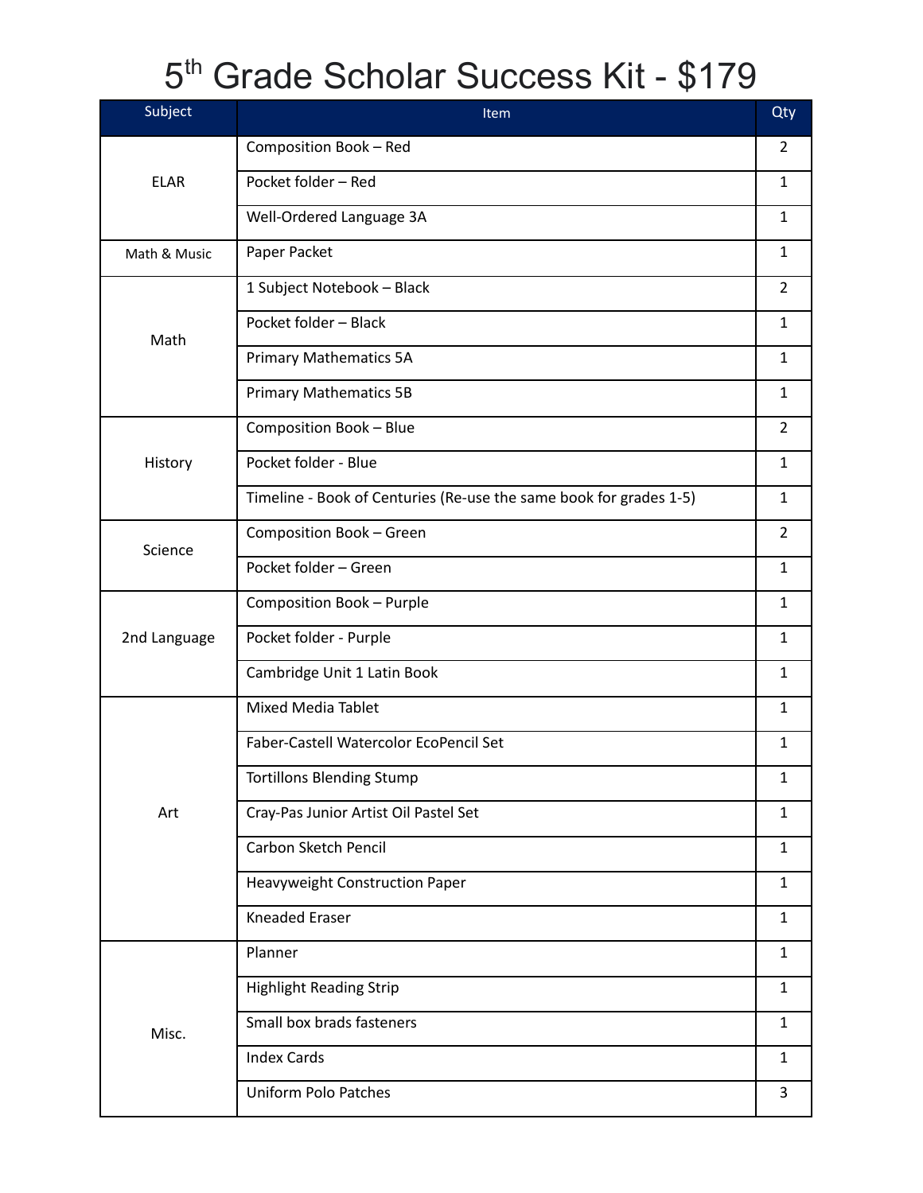# 5th Grade Scholar Success Kit - $179

| Subject | Item | Qty |
|---|---|---|
| ELAR | Composition Book – Red | 2 |
| | Pocket folder – Red | 1 |
| | Well-Ordered Language 3A | 1 |
| Math & Music | Paper Packet | 1 |
| Math | 1 Subject Notebook – Black | 2 |
| | Pocket folder – Black | 1 |
| | Primary Mathematics 5A | 1 |
| | Primary Mathematics 5B | 1 |
| History | Composition Book – Blue | 2 |
| | Pocket folder - Blue | 1 |
| | Timeline - Book of Centuries (Re-use the same book for grades 1-5) | 1 |
| Science | Composition Book – Green | 2 |
| | Pocket folder – Green | 1 |
| 2nd Language | Composition Book – Purple | 1 |
| | Pocket folder - Purple | 1 |
| | Cambridge Unit 1 Latin Book | 1 |
| Art | Mixed Media Tablet | 1 |
| | Faber-Castell Watercolor EcoPencil Set | 1 |
| | Tortillons Blending Stump | 1 |
| | Cray-Pas Junior Artist Oil Pastel Set | 1 |
| | Carbon Sketch Pencil | 1 |
| | Heavyweight Construction Paper | 1 |
| | Kneaded Eraser | 1 |
| Misc. | Planner | 1 |
| | Highlight Reading Strip | 1 |
| | Small box brads fasteners | 1 |
| | Index Cards | 1 |
| | Uniform Polo Patches | 3 |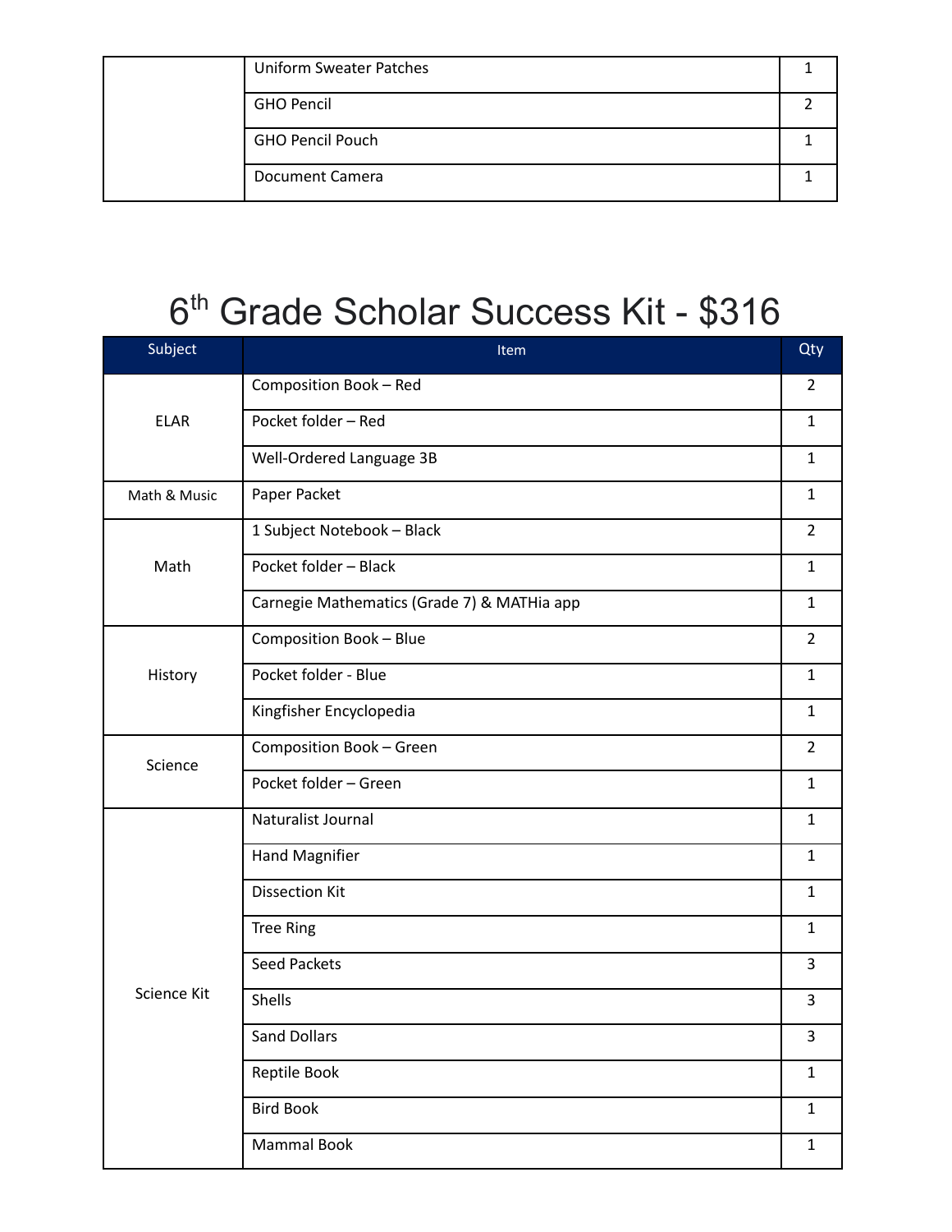| | | |
|---|---|---|
| | Uniform Sweater Patches | 1 |
| | GHO Pencil | 2 |
| | GHO Pencil Pouch | 1 |
| | Document Camera | 1 |

# 6th Grade Scholar Success Kit - $316

| Subject | Item | Qty |
|---|---|---|
| ELAR | Composition Book – Red | 2 |
| | Pocket folder – Red | 1 |
| | Well-Ordered Language 3B | 1 |
| Math & Music | Paper Packet | 1 |
| Math | 1 Subject Notebook – Black | 2 |
| | Pocket folder – Black | 1 |
| | Carnegie Mathematics (Grade 7) & MATHia app | 1 |
| History | Composition Book – Blue | 2 |
| | Pocket folder - Blue | 1 |
| | Kingfisher Encyclopedia | 1 |
| Science | Composition Book – Green | 2 |
| | Pocket folder – Green | 1 |
| Science Kit | Naturalist Journal | 1 |
| | Hand Magnifier | 1 |
| | Dissection Kit | 1 |
| | Tree Ring | 1 |
| | Seed Packets | 3 |
| | Shells | 3 |
| | Sand Dollars | 3 |
| | Reptile Book | 1 |
| | Bird Book | 1 |
| | Mammal Book | 1 |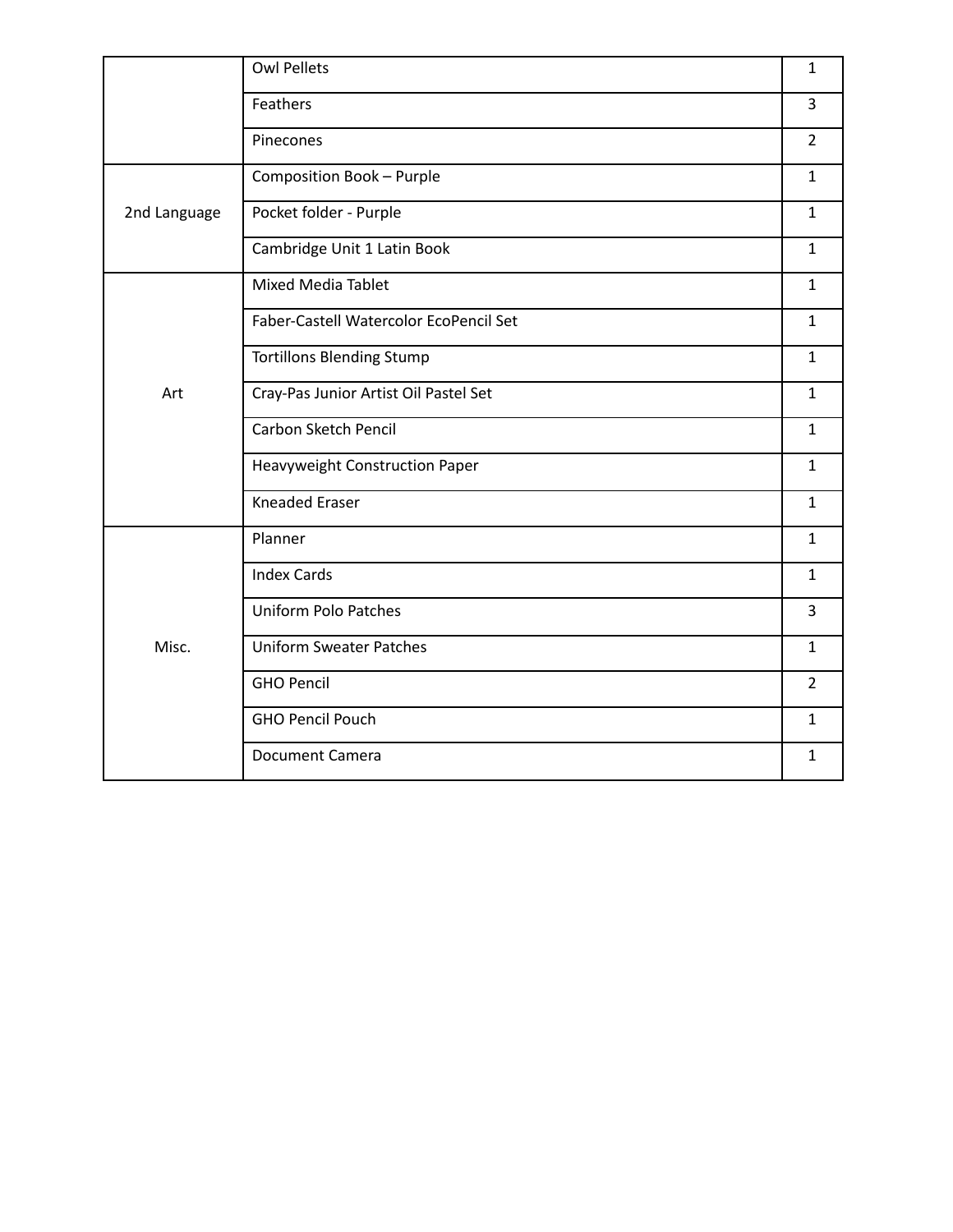| | | |
|---|---|---|
| | Owl Pellets | 1 |
| | Feathers | 3 |
| | Pinecones | 2 |
| 2nd Language | Composition Book – Purple | 1 |
| | Pocket folder - Purple | 1 |
| | Cambridge Unit 1 Latin Book | 1 |
| Art | Mixed Media Tablet | 1 |
| | Faber-Castell Watercolor EcoPencil Set | 1 |
| | Tortillons Blending Stump | 1 |
| | Cray-Pas Junior Artist Oil Pastel Set | 1 |
| | Carbon Sketch Pencil | 1 |
| | Heavyweight Construction Paper | 1 |
| | Kneaded Eraser | 1 |
| Misc. | Planner | 1 |
| | Index Cards | 1 |
| | Uniform Polo Patches | 3 |
| | Uniform Sweater Patches | 1 |
| | GHO Pencil | 2 |
| | GHO Pencil Pouch | 1 |
| | Document Camera | 1 |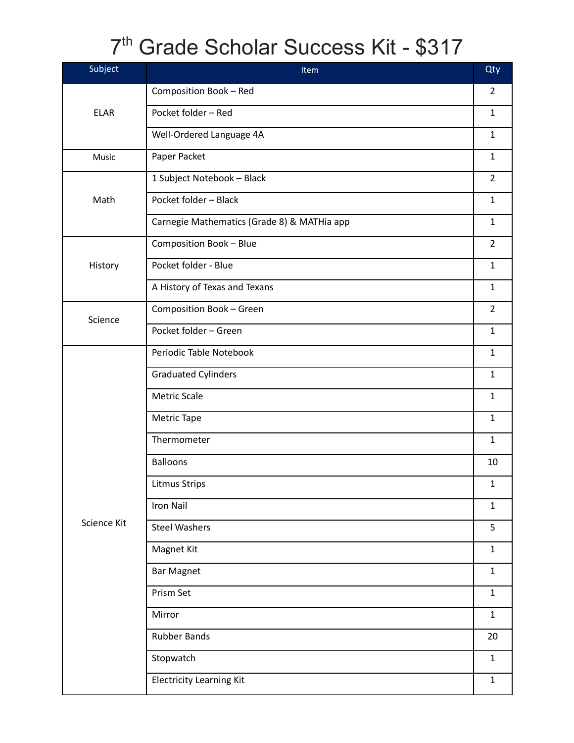# 7th Grade Scholar Success Kit - $317

| Subject | Item | Qty |
|---|---|---|
| ELAR | Composition Book – Red | 2 |
| | Pocket folder – Red | 1 |
| | Well-Ordered Language 4A | 1 |
| Music | Paper Packet | 1 |
| Math | 1 Subject Notebook – Black | 2 |
| | Pocket folder – Black | 1 |
| | Carnegie Mathematics (Grade 8) & MATHia app | 1 |
| History | Composition Book – Blue | 2 |
| | Pocket folder - Blue | 1 |
| | A History of Texas and Texans | 1 |
| Science | Composition Book – Green | 2 |
| | Pocket folder – Green | 1 |
| Science Kit | Periodic Table Notebook | 1 |
| | Graduated Cylinders | 1 |
| | Metric Scale | 1 |
| | Metric Tape | 1 |
| | Thermometer | 1 |
| | Balloons | 10 |
| | Litmus Strips | 1 |
| | Iron Nail | 1 |
| | Steel Washers | 5 |
| | Magnet Kit | 1 |
| | Bar Magnet | 1 |
| | Prism Set | 1 |
| | Mirror | 1 |
| | Rubber Bands | 20 |
| | Stopwatch | 1 |
| | Electricity Learning Kit | 1 |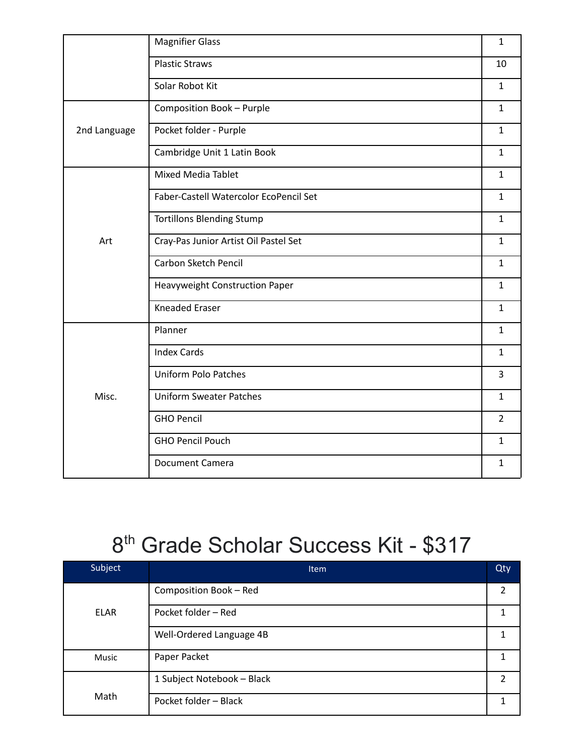| | | |
|---|---|---|
| | Magnifier Glass | 1 |
| | Plastic Straws | 10 |
| | Solar Robot Kit | 1 |
| 2nd Language | Composition Book – Purple | 1 |
| | Pocket folder - Purple | 1 |
| | Cambridge Unit 1 Latin Book | 1 |
| Art | Mixed Media Tablet | 1 |
| | Faber-Castell Watercolor EcoPencil Set | 1 |
| | Tortillons Blending Stump | 1 |
| | Cray-Pas Junior Artist Oil Pastel Set | 1 |
| | Carbon Sketch Pencil | 1 |
| | Heavyweight Construction Paper | 1 |
| | Kneaded Eraser | 1 |
| Misc. | Planner | 1 |
| | Index Cards | 1 |
| | Uniform Polo Patches | 3 |
| | Uniform Sweater Patches | 1 |
| | GHO Pencil | 2 |
| | GHO Pencil Pouch | 1 |
| | Document Camera | 1 |

# 8th Grade Scholar Success Kit - $317

| Subject | Item | Qty |
|---|---|---|
| ELAR | Composition Book – Red | 2 |
| | Pocket folder – Red | 1 |
| | Well-Ordered Language 4B | 1 |
| Music | Paper Packet | 1 |
| Math | 1 Subject Notebook – Black | 2 |
| | Pocket folder – Black | 1 |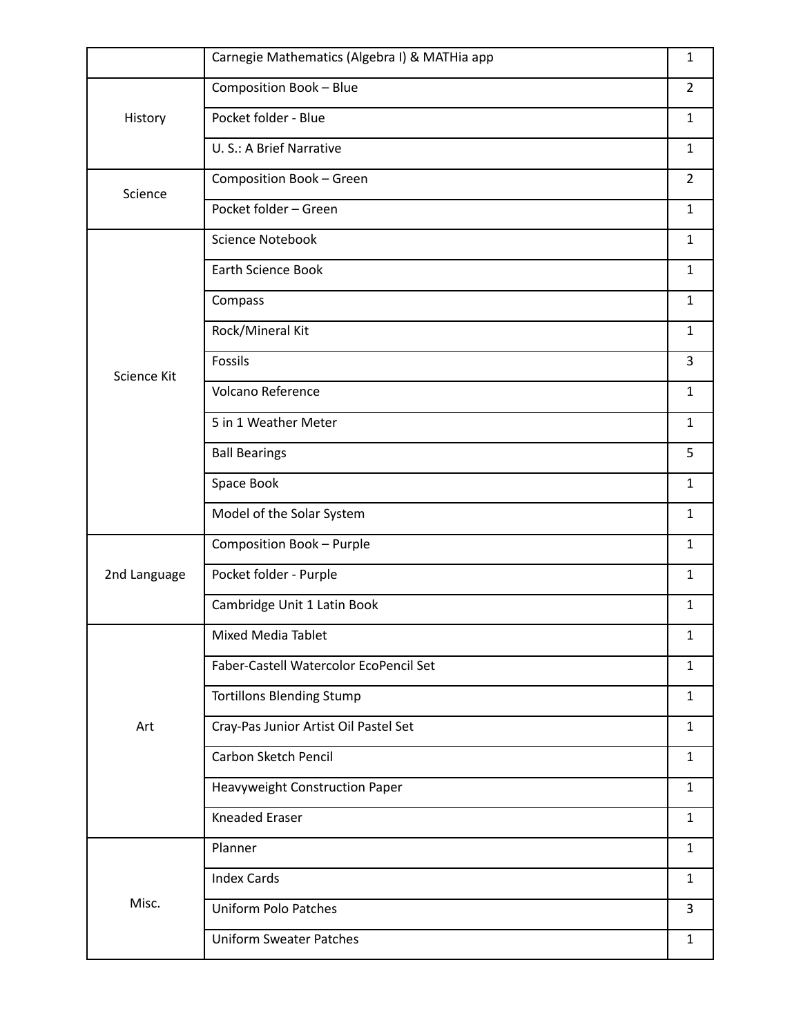| | | |
|---|---|---|
| | Carnegie Mathematics (Algebra I) & MATHia app | 1 |
| History | Composition Book – Blue | 2 |
| | Pocket folder - Blue | 1 |
| | U. S.: A Brief Narrative | 1 |
| Science | Composition Book – Green | 2 |
| | Pocket folder – Green | 1 |
| Science Kit | Science Notebook | 1 |
| | Earth Science Book | 1 |
| | Compass | 1 |
| | Rock/Mineral Kit | 1 |
| | Fossils | 3 |
| | Volcano Reference | 1 |
| | 5 in 1 Weather Meter | 1 |
| | Ball Bearings | 5 |
| | Space Book | 1 |
| | Model of the Solar System | 1 |
| 2nd Language | Composition Book – Purple | 1 |
| | Pocket folder - Purple | 1 |
| | Cambridge Unit 1 Latin Book | 1 |
| Art | Mixed Media Tablet | 1 |
| | Faber-Castell Watercolor EcoPencil Set | 1 |
| | Tortillons Blending Stump | 1 |
| | Cray-Pas Junior Artist Oil Pastel Set | 1 |
| | Carbon Sketch Pencil | 1 |
| | Heavyweight Construction Paper | 1 |
| | Kneaded Eraser | 1 |
| Misc. | Planner | 1 |
| | Index Cards | 1 |
| | Uniform Polo Patches | 3 |
| | Uniform Sweater Patches | 1 |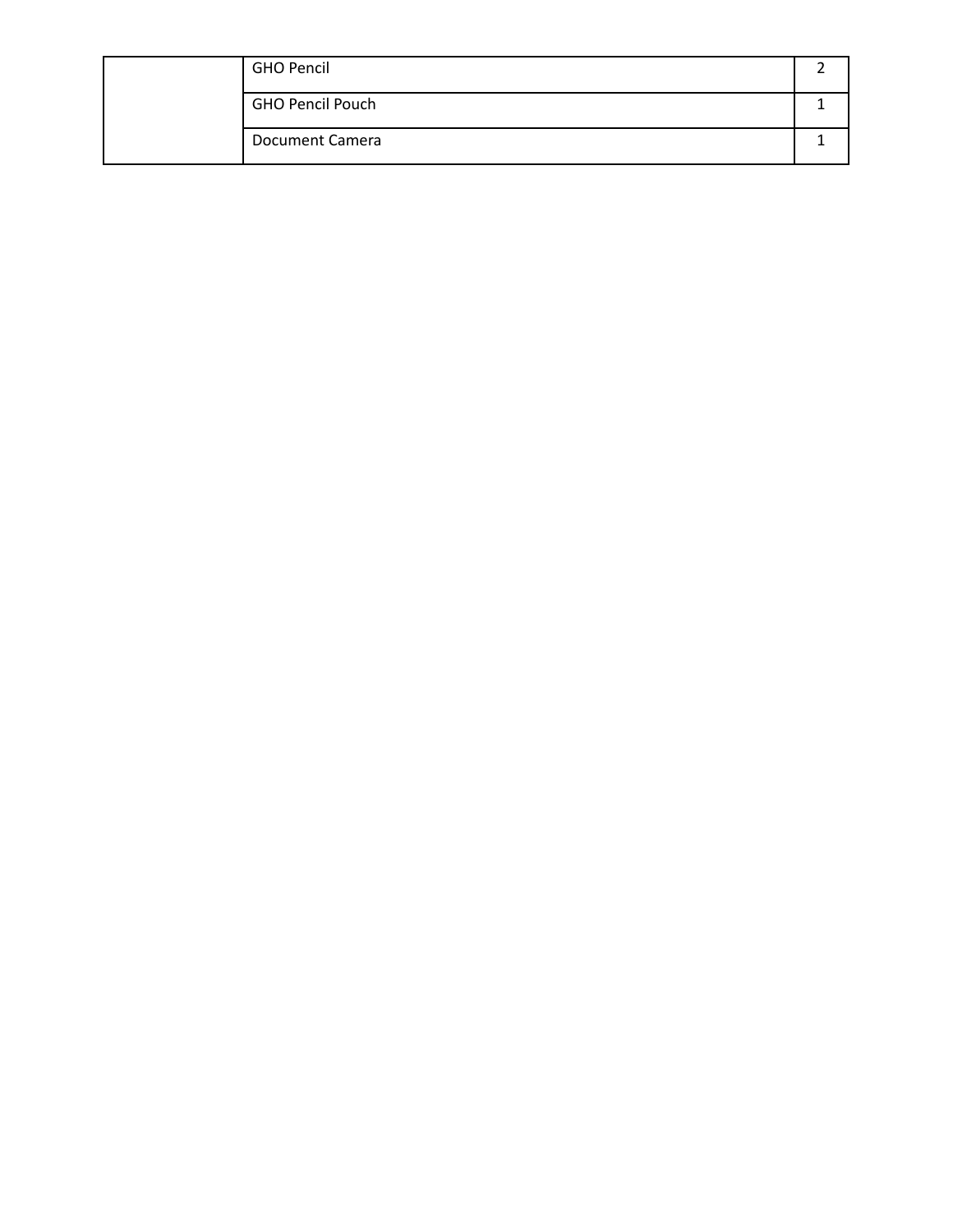| | | |
|---|---|---|
| | GHO Pencil | 2 |
| | GHO Pencil Pouch | 1 |
| | Document Camera | 1 |